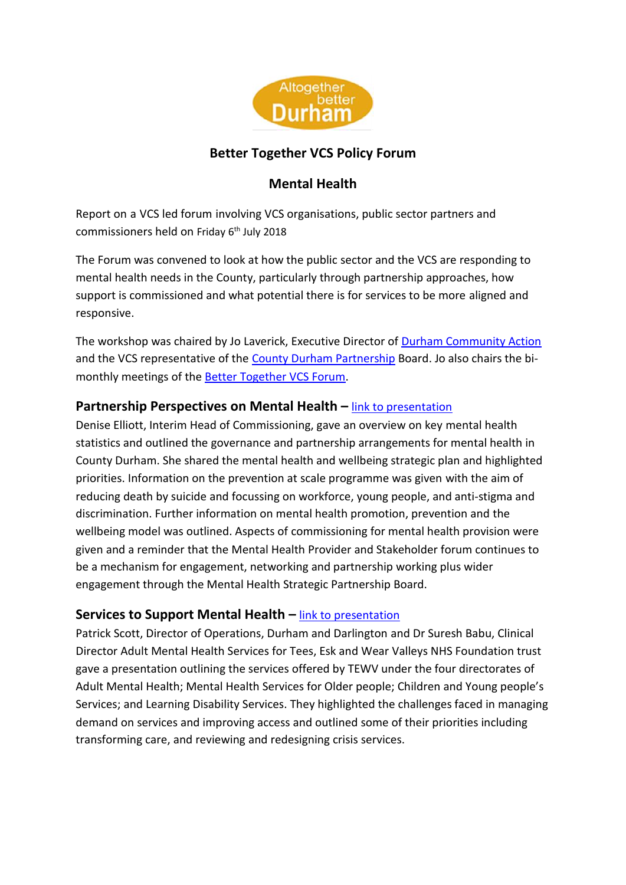Altogether better Durham

# Better Together VCS Policy Forum

## Mental Health

Report on a VCS led forum involving VCS organisations, public sector partners and commissioners held on Friday 6th July 2018

The Forum was convened to look at how the public sector and the VCS are responding to mental health needs in the County, particularly through partnership approaches, how support is commissioned and what potential there is for services to be more aligned and responsive.

The workshop was chaired by Jo Laverick, Executive Director of Durham Community Action and the VCS representative of the County Durham Partnership Board. Jo also chairs the bi-monthly meetings of the Better Together VCS Forum.

### Partnership Perspectives on Mental Health – link to presentation

Denise Elliott, Interim Head of Commissioning, gave an overview on key mental health statistics and outlined the governance and partnership arrangements for mental health in County Durham. She shared the mental health and wellbeing strategic plan and highlighted priorities. Information on the prevention at scale programme was given with the aim of reducing death by suicide and focussing on workforce, young people, and anti-stigma and discrimination. Further information on mental health promotion, prevention and the wellbeing model was outlined. Aspects of commissioning for mental health provision were given and a reminder that the Mental Health Provider and Stakeholder forum continues to be a mechanism for engagement, networking and partnership working plus wider engagement through the Mental Health Strategic Partnership Board.

### Services to Support Mental Health – link to presentation

Patrick Scott, Director of Operations, Durham and Darlington and Dr Suresh Babu, Clinical Director Adult Mental Health Services for Tees, Esk and Wear Valleys NHS Foundation trust gave a presentation outlining the services offered by TEWV under the four directorates of Adult Mental Health; Mental Health Services for Older people; Children and Young people's Services; and Learning Disability Services. They highlighted the challenges faced in managing demand on services and improving access and outlined some of their priorities including transforming care, and reviewing and redesigning crisis services.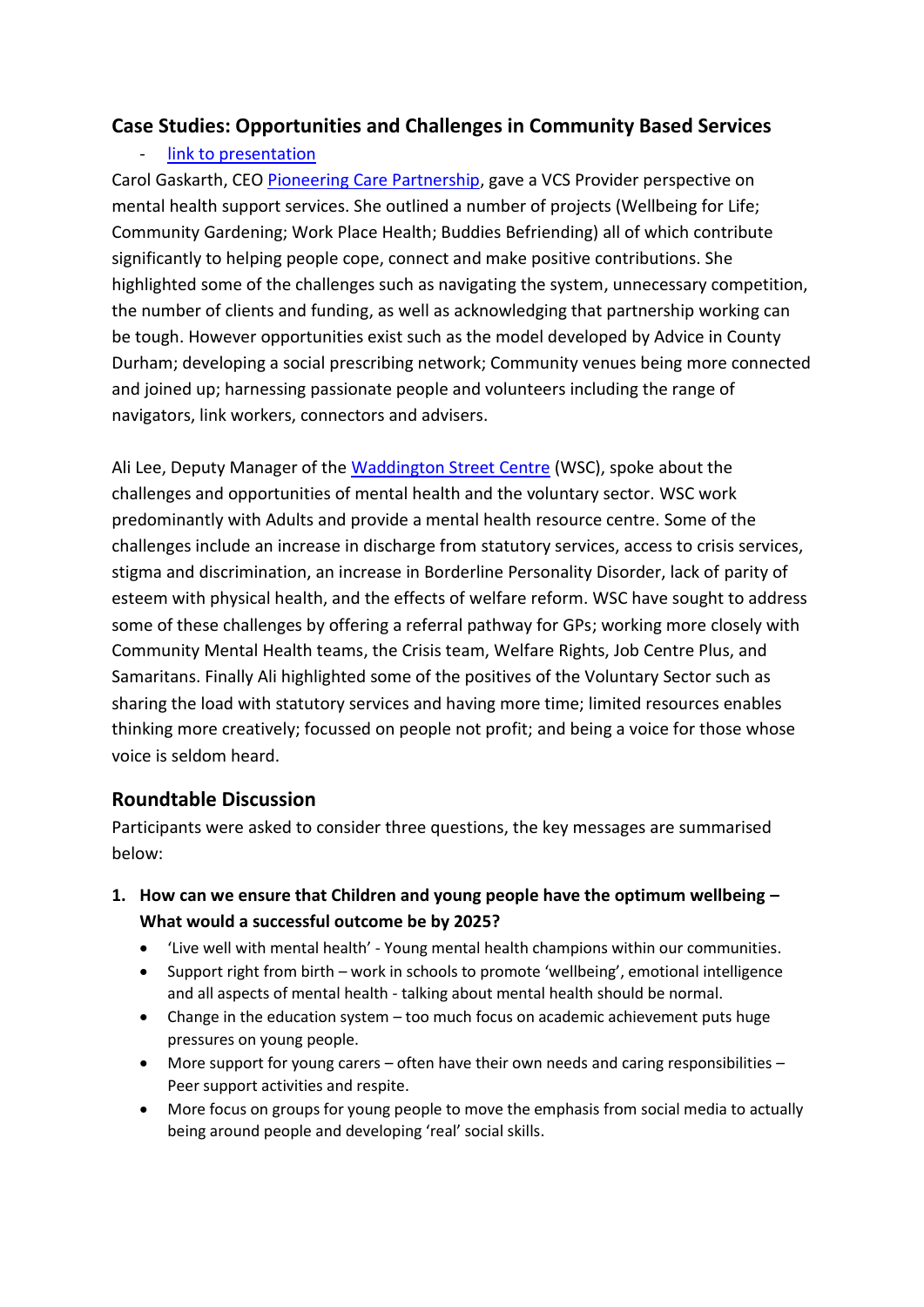## Case Studies: Opportunities and Challenges in Community Based Services

- [link to presentation]

Carol Gaskarth, CEO [Pioneering Care Partnership], gave a VCS Provider perspective on mental health support services. She outlined a number of projects (Wellbeing for Life; Community Gardening; Work Place Health; Buddies Befriending) all of which contribute significantly to helping people cope, connect and make positive contributions. She highlighted some of the challenges such as navigating the system, unnecessary competition, the number of clients and funding, as well as acknowledging that partnership working can be tough. However opportunities exist such as the model developed by Advice in County Durham; developing a social prescribing network; Community venues being more connected and joined up; harnessing passionate people and volunteers including the range of navigators, link workers, connectors and advisers.

Ali Lee, Deputy Manager of the [Waddington Street Centre] (WSC), spoke about the challenges and opportunities of mental health and the voluntary sector. WSC work predominantly with Adults and provide a mental health resource centre. Some of the challenges include an increase in discharge from statutory services, access to crisis services, stigma and discrimination, an increase in Borderline Personality Disorder, lack of parity of esteem with physical health, and the effects of welfare reform. WSC have sought to address some of these challenges by offering a referral pathway for GPs; working more closely with Community Mental Health teams, the Crisis team, Welfare Rights, Job Centre Plus, and Samaritans. Finally Ali highlighted some of the positives of the Voluntary Sector such as sharing the load with statutory services and having more time; limited resources enables thinking more creatively; focussed on people not profit; and being a voice for those whose voice is seldom heard.

## Roundtable Discussion

Participants were asked to consider three questions, the key messages are summarised below:

1. **How can we ensure that Children and young people have the optimum wellbeing – What would a successful outcome be by 2025?**
   - 'Live well with mental health' - Young mental health champions within our communities.
   - Support right from birth – work in schools to promote 'wellbeing', emotional intelligence and all aspects of mental health - talking about mental health should be normal.
   - Change in the education system – too much focus on academic achievement puts huge pressures on young people.
   - More support for young carers – often have their own needs and caring responsibilities – Peer support activities and respite.
   - More focus on groups for young people to move the emphasis from social media to actually being around people and developing 'real' social skills.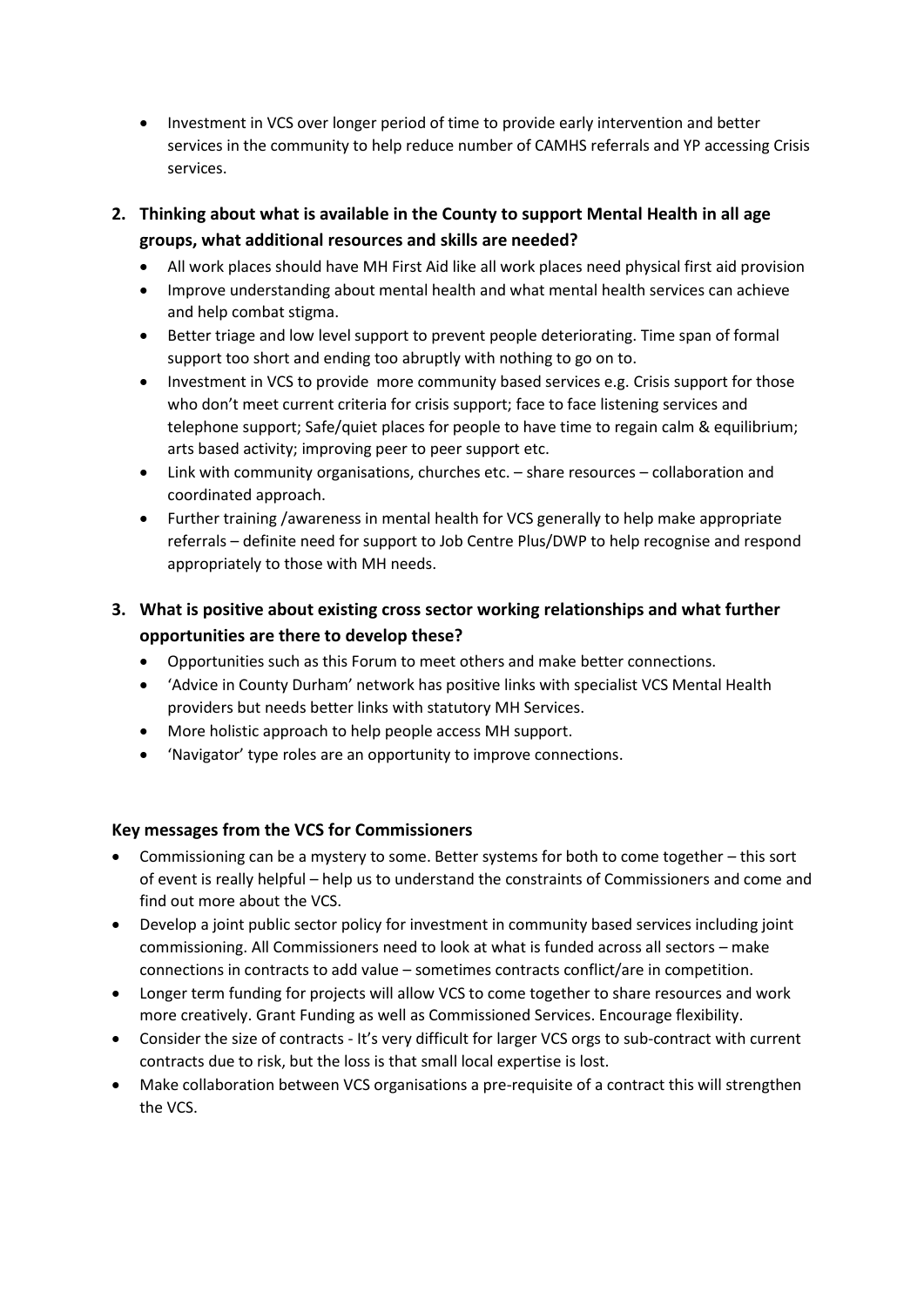- Investment in VCS over longer period of time to provide early intervention and better services in the community to help reduce number of CAMHS referrals and YP accessing Crisis services.

2. **Thinking about what is available in the County to support Mental Health in all age groups, what additional resources and skills are needed?**
    - All work places should have MH First Aid like all work places need physical first aid provision
    - Improve understanding about mental health and what mental health services can achieve and help combat stigma.
    - Better triage and low level support to prevent people deteriorating. Time span of formal support too short and ending too abruptly with nothing to go on to.
    - Investment in VCS to provide more community based services e.g. Crisis support for those who don't meet current criteria for crisis support; face to face listening services and telephone support; Safe/quiet places for people to have time to regain calm & equilibrium; arts based activity; improving peer to peer support etc.
    - Link with community organisations, churches etc. – share resources – collaboration and coordinated approach.
    - Further training /awareness in mental health for VCS generally to help make appropriate referrals – definite need for support to Job Centre Plus/DWP to help recognise and respond appropriately to those with MH needs.

3. **What is positive about existing cross sector working relationships and what further opportunities are there to develop these?**
    - Opportunities such as this Forum to meet others and make better connections.
    - 'Advice in County Durham' network has positive links with specialist VCS Mental Health providers but needs better links with statutory MH Services.
    - More holistic approach to help people access MH support.
    - 'Navigator' type roles are an opportunity to improve connections.

### Key messages from the VCS for Commissioners

- Commissioning can be a mystery to some. Better systems for both to come together – this sort of event is really helpful – help us to understand the constraints of Commissioners and come and find out more about the VCS.
- Develop a joint public sector policy for investment in community based services including joint commissioning. All Commissioners need to look at what is funded across all sectors – make connections in contracts to add value – sometimes contracts conflict/are in competition.
- Longer term funding for projects will allow VCS to come together to share resources and work more creatively. Grant Funding as well as Commissioned Services. Encourage flexibility.
- Consider the size of contracts - It's very difficult for larger VCS orgs to sub-contract with current contracts due to risk, but the loss is that small local expertise is lost.
- Make collaboration between VCS organisations a pre-requisite of a contract this will strengthen the VCS.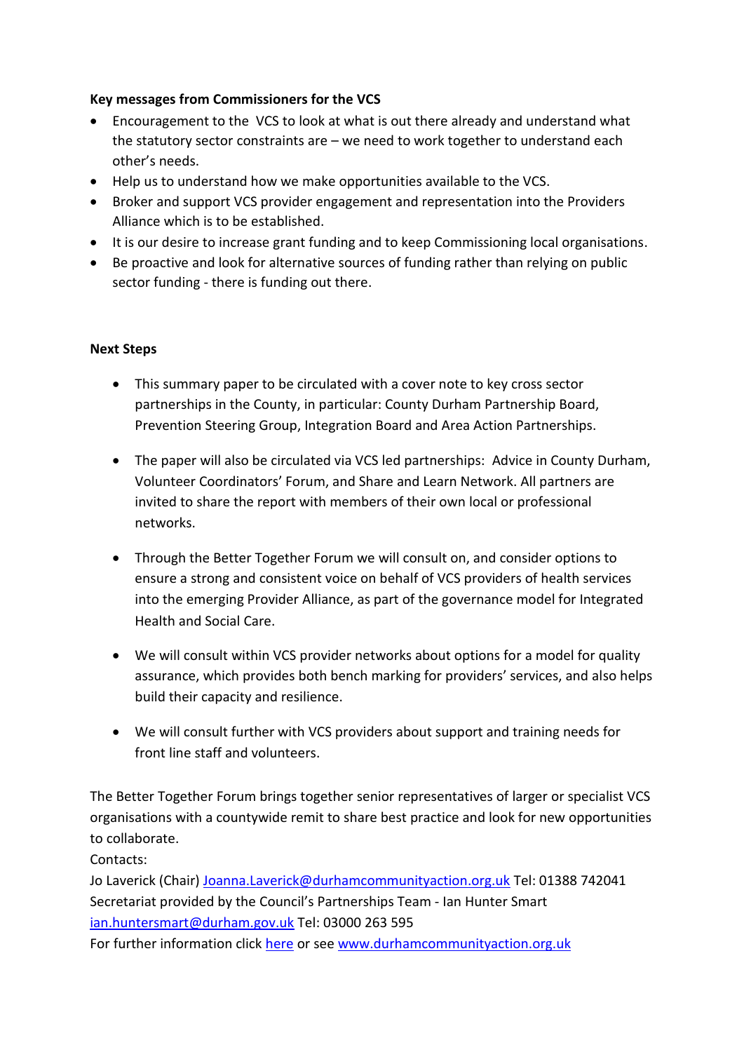**Key messages from Commissioners for the VCS**

- Encouragement to the VCS to look at what is out there already and understand what the statutory sector constraints are – we need to work together to understand each other's needs.
- Help us to understand how we make opportunities available to the VCS.
- Broker and support VCS provider engagement and representation into the Providers Alliance which is to be established.
- It is our desire to increase grant funding and to keep Commissioning local organisations.
- Be proactive and look for alternative sources of funding rather than relying on public sector funding - there is funding out there.

**Next Steps**

- This summary paper to be circulated with a cover note to key cross sector partnerships in the County, in particular: County Durham Partnership Board, Prevention Steering Group, Integration Board and Area Action Partnerships.
- The paper will also be circulated via VCS led partnerships: Advice in County Durham, Volunteer Coordinators' Forum, and Share and Learn Network. All partners are invited to share the report with members of their own local or professional networks.
- Through the Better Together Forum we will consult on, and consider options to ensure a strong and consistent voice on behalf of VCS providers of health services into the emerging Provider Alliance, as part of the governance model for Integrated Health and Social Care.
- We will consult within VCS provider networks about options for a model for quality assurance, which provides both bench marking for providers' services, and also helps build their capacity and resilience.
- We will consult further with VCS providers about support and training needs for front line staff and volunteers.

The Better Together Forum brings together senior representatives of larger or specialist VCS organisations with a countywide remit to share best practice and look for new opportunities to collaborate.

Contacts:

Jo Laverick (Chair) Joanna.Laverick@durhamcommunityaction.org.uk Tel: 01388 742041

Secretariat provided by the Council's Partnerships Team - Ian Hunter Smart ian.huntersmart@durham.gov.uk Tel: 03000 263 595

For further information click here or see www.durhamcommunityaction.org.uk